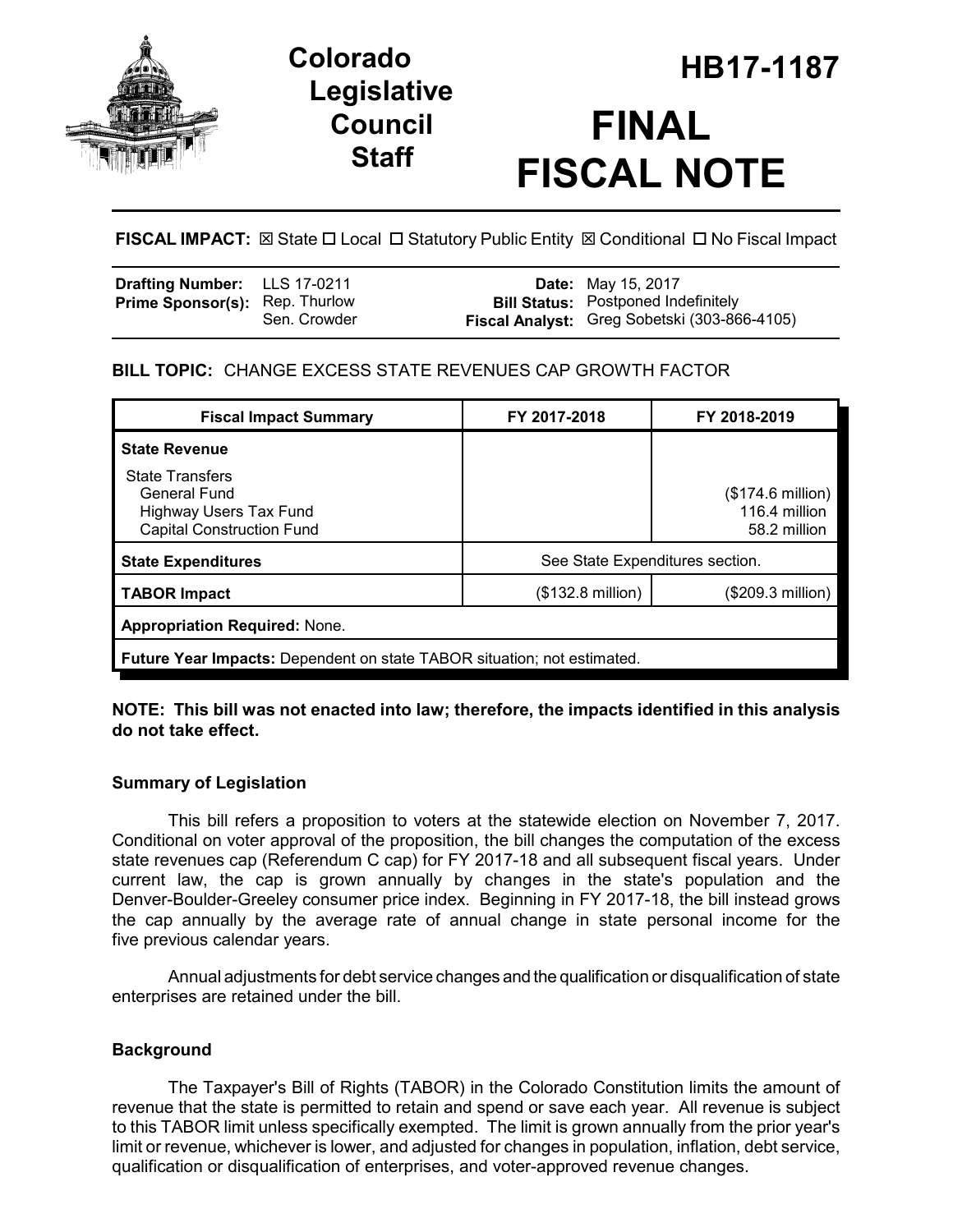# Colorado Legislative Council Staff

# HB17-1187

# FINAL FISCAL NOTE

**FISCAL IMPACT:** ☒ State ☐ Local ☐ Statutory Public Entity ☒ Conditional ☐ No Fiscal Impact

| | | | |
|---|---|---|---|
| **Drafting Number:** | LLS 17-0211 | **Date:** | May 15, 2017 |
| **Prime Sponsor(s):** | Rep. Thurlow<br>Sen. Crowder | **Bill Status:** | Postponed Indefinitely |
| | | **Fiscal Analyst:** | Greg Sobetski (303-866-4105) |

**BILL TOPIC:** CHANGE EXCESS STATE REVENUES CAP GROWTH FACTOR

| Fiscal Impact Summary | FY 2017-2018 | FY 2018-2019 |
|---|---|---|
| **State Revenue** | | |
| State Transfers | | |
| General Fund | | ($174.6 million) |
| Highway Users Tax Fund | | 116.4 million |
| Capital Construction Fund | | 58.2 million |
| **State Expenditures** | See State Expenditures section. | |
| **TABOR Impact** | ($132.8 million) | ($209.3 million) |
| **Appropriation Required:** None. | | |
| **Future Year Impacts:** Dependent on state TABOR situation; not estimated. | | |

**NOTE: This bill was not enacted into law; therefore, the impacts identified in this analysis do not take effect.**

### Summary of Legislation

This bill refers a proposition to voters at the statewide election on November 7, 2017. Conditional on voter approval of the proposition, the bill changes the computation of the excess state revenues cap (Referendum C cap) for FY 2017-18 and all subsequent fiscal years. Under current law, the cap is grown annually by changes in the state's population and the Denver-Boulder-Greeley consumer price index. Beginning in FY 2017-18, the bill instead grows the cap annually by the average rate of annual change in state personal income for the five previous calendar years.

Annual adjustments for debt service changes and the qualification or disqualification of state enterprises are retained under the bill.

### Background

The Taxpayer's Bill of Rights (TABOR) in the Colorado Constitution limits the amount of revenue that the state is permitted to retain and spend or save each year. All revenue is subject to this TABOR limit unless specifically exempted. The limit is grown annually from the prior year's limit or revenue, whichever is lower, and adjusted for changes in population, inflation, debt service, qualification or disqualification of enterprises, and voter-approved revenue changes.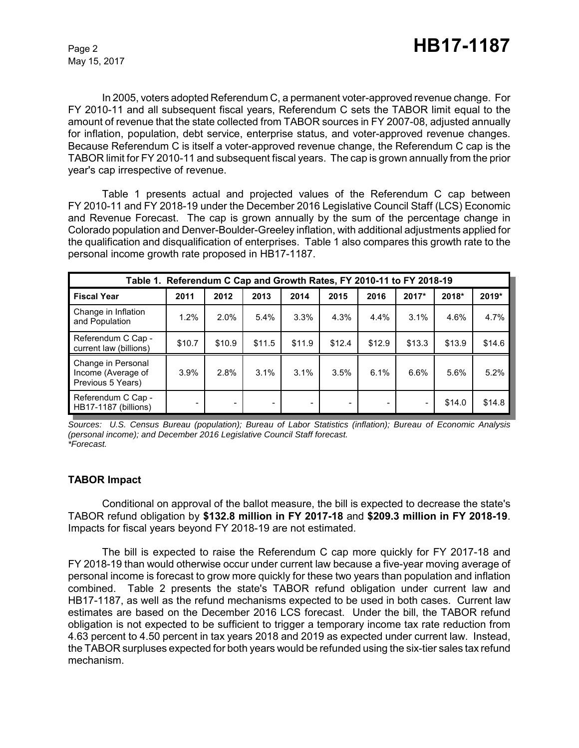In 2005, voters adopted Referendum C, a permanent voter-approved revenue change. For FY 2010-11 and all subsequent fiscal years, Referendum C sets the TABOR limit equal to the amount of revenue that the state collected from TABOR sources in FY 2007-08, adjusted annually for inflation, population, debt service, enterprise status, and voter-approved revenue changes. Because Referendum C is itself a voter-approved revenue change, the Referendum C cap is the TABOR limit for FY 2010-11 and subsequent fiscal years. The cap is grown annually from the prior year's cap irrespective of revenue.

Table 1 presents actual and projected values of the Referendum C cap between FY 2010-11 and FY 2018-19 under the December 2016 Legislative Council Staff (LCS) Economic and Revenue Forecast. The cap is grown annually by the sum of the percentage change in Colorado population and Denver-Boulder-Greeley inflation, with additional adjustments applied for the qualification and disqualification of enterprises. Table 1 also compares this growth rate to the personal income growth rate proposed in HB17-1187.

**Table 1. Referendum C Cap and Growth Rates, FY 2010-11 to FY 2018-19**

| Fiscal Year | 2011 | 2012 | 2013 | 2014 | 2015 | 2016 | 2017* | 2018* | 2019* |
|---|---|---|---|---|---|---|---|---|---|
| Change in Inflation and Population | 1.2% | 2.0% | 5.4% | 3.3% | 4.3% | 4.4% | 3.1% | 4.6% | 4.7% |
| Referendum C Cap - current law (billions) | $10.7 | $10.9 | $11.5 | $11.9 | $12.4 | $12.9 | $13.3 | $13.9 | $14.6 |
| Change in Personal Income (Average of Previous 5 Years) | 3.9% | 2.8% | 3.1% | 3.1% | 3.5% | 6.1% | 6.6% | 5.6% | 5.2% |
| Referendum C Cap - HB17-1187 (billions) | - | - | - | - | - | - | - | $14.0 | $14.8 |

*Sources: U.S. Census Bureau (population); Bureau of Labor Statistics (inflation); Bureau of Economic Analysis (personal income); and December 2016 Legislative Council Staff forecast.*
*\*Forecast.*

### TABOR Impact

Conditional on approval of the ballot measure, the bill is expected to decrease the state's TABOR refund obligation by **$132.8 million in FY 2017-18** and **$209.3 million in FY 2018-19**. Impacts for fiscal years beyond FY 2018-19 are not estimated.

The bill is expected to raise the Referendum C cap more quickly for FY 2017-18 and FY 2018-19 than would otherwise occur under current law because a five-year moving average of personal income is forecast to grow more quickly for these two years than population and inflation combined. Table 2 presents the state's TABOR refund obligation under current law and HB17-1187, as well as the refund mechanisms expected to be used in both cases. Current law estimates are based on the December 2016 LCS forecast. Under the bill, the TABOR refund obligation is not expected to be sufficient to trigger a temporary income tax rate reduction from 4.63 percent to 4.50 percent in tax years 2018 and 2019 as expected under current law. Instead, the TABOR surpluses expected for both years would be refunded using the six-tier sales tax refund mechanism.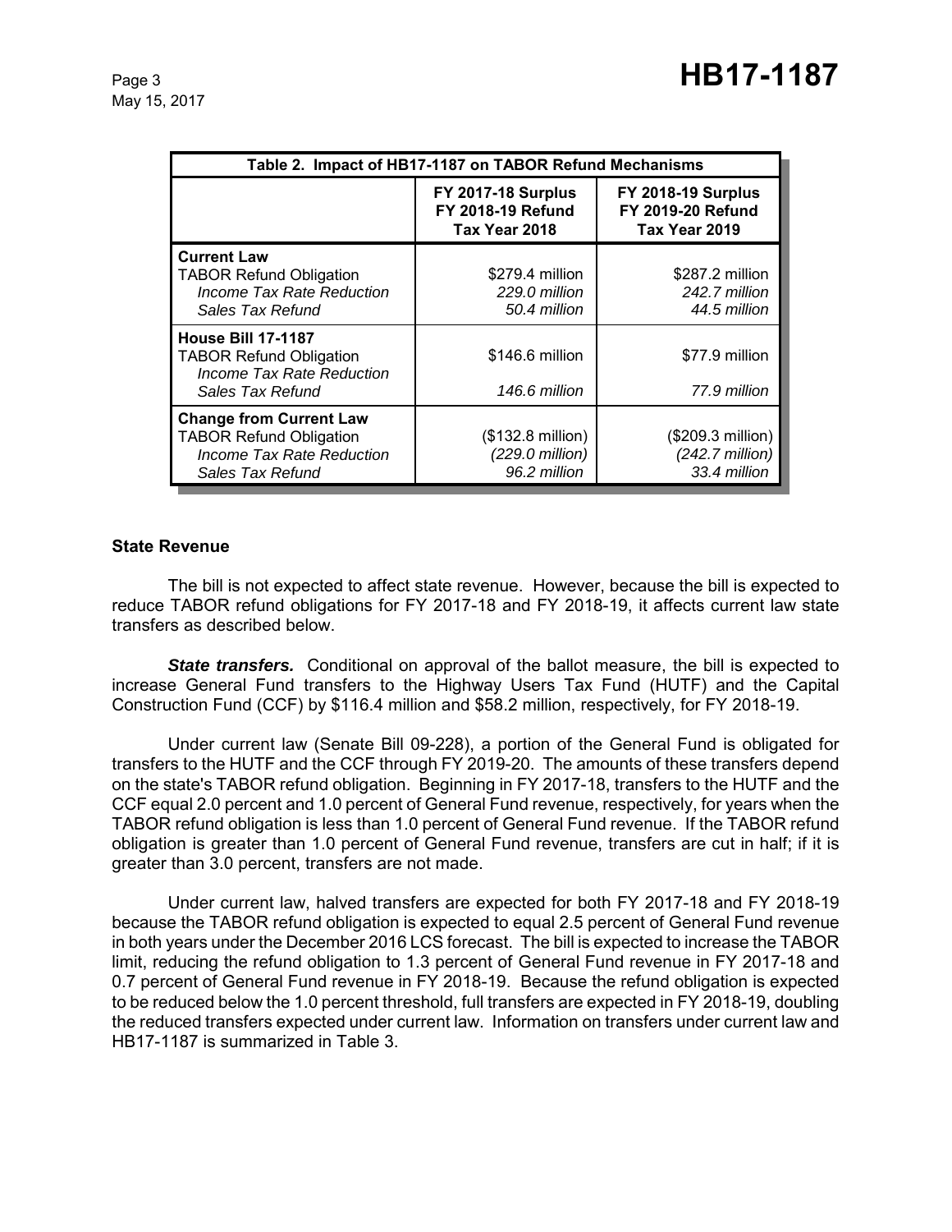| Table 2. Impact of HB17-1187 on TABOR Refund Mechanisms | | |
|---|---|---|
| | **FY 2017-18 Surplus FY 2018-19 Refund Tax Year 2018** | **FY 2018-19 Surplus FY 2019-20 Refund Tax Year 2019** |
| **Current Law** | | |
| TABOR Refund Obligation | $279.4 million | $287.2 million |
| *Income Tax Rate Reduction* | *229.0 million* | *242.7 million* |
| *Sales Tax Refund* | *50.4 million* | *44.5 million* |
| **House Bill 17-1187** | | |
| TABOR Refund Obligation | $146.6 million | $77.9 million |
| *Income Tax Rate Reduction* | | |
| *Sales Tax Refund* | *146.6 million* | *77.9 million* |
| **Change from Current Law** | | |
| TABOR Refund Obligation | ($132.8 million) | ($209.3 million) |
| *Income Tax Rate Reduction* | *(229.0 million)* | *(242.7 million)* |
| *Sales Tax Refund* | *96.2 million* | *33.4 million* |

### State Revenue

The bill is not expected to affect state revenue. However, because the bill is expected to reduce TABOR refund obligations for FY 2017-18 and FY 2018-19, it affects current law state transfers as described below.

***State transfers.*** Conditional on approval of the ballot measure, the bill is expected to increase General Fund transfers to the Highway Users Tax Fund (HUTF) and the Capital Construction Fund (CCF) by $116.4 million and $58.2 million, respectively, for FY 2018-19.

Under current law (Senate Bill 09-228), a portion of the General Fund is obligated for transfers to the HUTF and the CCF through FY 2019-20. The amounts of these transfers depend on the state's TABOR refund obligation. Beginning in FY 2017-18, transfers to the HUTF and the CCF equal 2.0 percent and 1.0 percent of General Fund revenue, respectively, for years when the TABOR refund obligation is less than 1.0 percent of General Fund revenue. If the TABOR refund obligation is greater than 1.0 percent of General Fund revenue, transfers are cut in half; if it is greater than 3.0 percent, transfers are not made.

Under current law, halved transfers are expected for both FY 2017-18 and FY 2018-19 because the TABOR refund obligation is expected to equal 2.5 percent of General Fund revenue in both years under the December 2016 LCS forecast. The bill is expected to increase the TABOR limit, reducing the refund obligation to 1.3 percent of General Fund revenue in FY 2017-18 and 0.7 percent of General Fund revenue in FY 2018-19. Because the refund obligation is expected to be reduced below the 1.0 percent threshold, full transfers are expected in FY 2018-19, doubling the reduced transfers expected under current law. Information on transfers under current law and HB17-1187 is summarized in Table 3.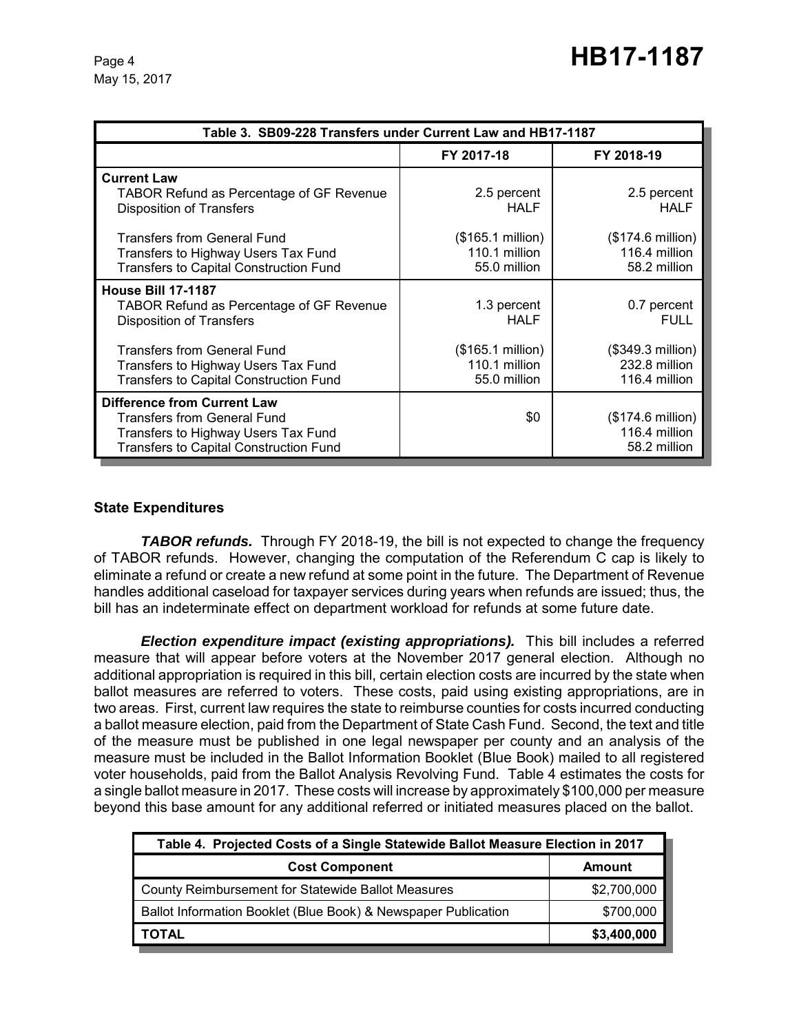| Table 3. SB09-228 Transfers under Current Law and HB17-1187 | | |
|---|---|---|
| | FY 2017-18 | FY 2018-19 |
| **Current Law** | | |
| TABOR Refund as Percentage of GF Revenue | 2.5 percent | 2.5 percent |
| Disposition of Transfers | HALF | HALF |
| Transfers from General Fund | ($165.1 million) | ($174.6 million) |
| Transfers to Highway Users Tax Fund | 110.1 million | 116.4 million |
| Transfers to Capital Construction Fund | 55.0 million | 58.2 million |
| **House Bill 17-1187** | | |
| TABOR Refund as Percentage of GF Revenue | 1.3 percent | 0.7 percent |
| Disposition of Transfers | HALF | FULL |
| Transfers from General Fund | ($165.1 million) | ($349.3 million) |
| Transfers to Highway Users Tax Fund | 110.1 million | 232.8 million |
| Transfers to Capital Construction Fund | 55.0 million | 116.4 million |
| **Difference from Current Law** | | |
| Transfers from General Fund | $0 | ($174.6 million) |
| Transfers to Highway Users Tax Fund | | 116.4 million |
| Transfers to Capital Construction Fund | | 58.2 million |

## State Expenditures

***TABOR refunds.*** Through FY 2018-19, the bill is not expected to change the frequency of TABOR refunds. However, changing the computation of the Referendum C cap is likely to eliminate a refund or create a new refund at some point in the future. The Department of Revenue handles additional caseload for taxpayer services during years when refunds are issued; thus, the bill has an indeterminate effect on department workload for refunds at some future date.

***Election expenditure impact (existing appropriations).*** This bill includes a referred measure that will appear before voters at the November 2017 general election. Although no additional appropriation is required in this bill, certain election costs are incurred by the state when ballot measures are referred to voters. These costs, paid using existing appropriations, are in two areas. First, current law requires the state to reimburse counties for costs incurred conducting a ballot measure election, paid from the Department of State Cash Fund. Second, the text and title of the measure must be published in one legal newspaper per county and an analysis of the measure must be included in the Ballot Information Booklet (Blue Book) mailed to all registered voter households, paid from the Ballot Analysis Revolving Fund. Table 4 estimates the costs for a single ballot measure in 2017. These costs will increase by approximately $100,000 per measure beyond this base amount for any additional referred or initiated measures placed on the ballot.

| Table 4. Projected Costs of a Single Statewide Ballot Measure Election in 2017 | |
|---|---|
| **Cost Component** | **Amount** |
| County Reimbursement for Statewide Ballot Measures | $2,700,000 |
| Ballot Information Booklet (Blue Book) & Newspaper Publication | $700,000 |
| **TOTAL** | **$3,400,000** |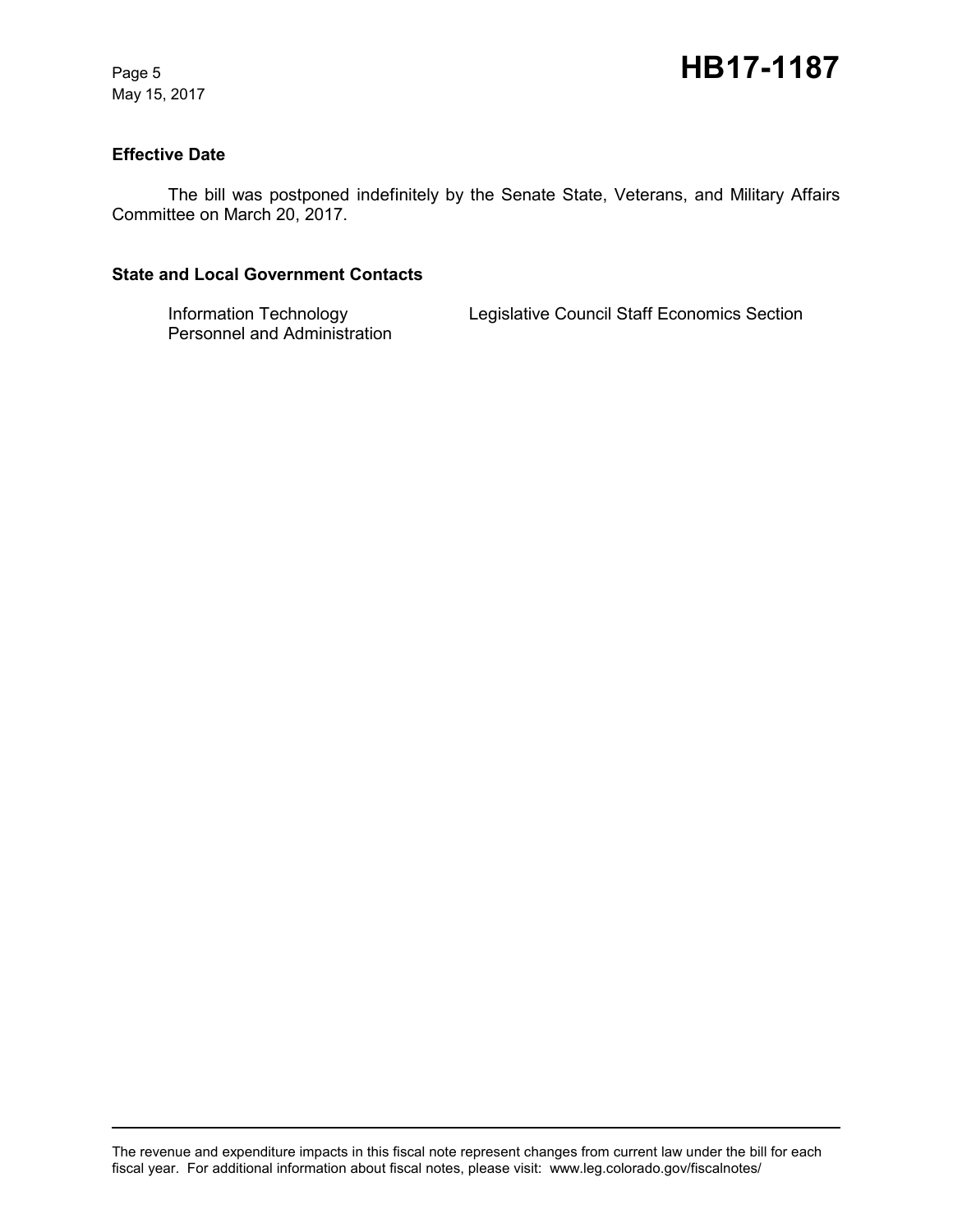## Effective Date

The bill was postponed indefinitely by the Senate State, Veterans, and Military Affairs Committee on March 20, 2017.

## State and Local Government Contacts

Information Technology
Legislative Council Staff Economics Section
Personnel and Administration

The revenue and expenditure impacts in this fiscal note represent changes from current law under the bill for each fiscal year. For additional information about fiscal notes, please visit: www.leg.colorado.gov/fiscalnotes/